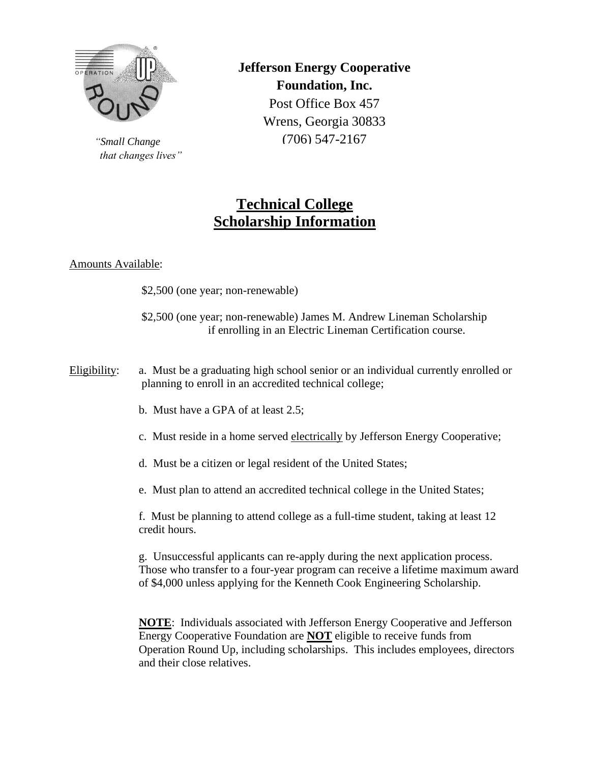"Small Change that changes lives"

**Jefferson Energy Cooperative Foundation, Inc.**
Post Office Box 457
Wrens, Georgia 30833
(706) 547-2167

# Technical College Scholarship Information

Amounts Available:

$2,500 (one year; non-renewable)

$2,500 (one year; non-renewable) James M. Andrew Lineman Scholarship if enrolling in an Electric Lineman Certification course.

Eligibility:

a. Must be a graduating high school senior or an individual currently enrolled or planning to enroll in an accredited technical college;

b. Must have a GPA of at least 2.5;

c. Must reside in a home served electrically by Jefferson Energy Cooperative;

d. Must be a citizen or legal resident of the United States;

e. Must plan to attend an accredited technical college in the United States;

f. Must be planning to attend college as a full-time student, taking at least 12 credit hours.

g. Unsuccessful applicants can re-apply during the next application process. Those who transfer to a four-year program can receive a lifetime maximum award of $4,000 unless applying for the Kenneth Cook Engineering Scholarship.

**NOTE**: Individuals associated with Jefferson Energy Cooperative and Jefferson Energy Cooperative Foundation are **NOT** eligible to receive funds from Operation Round Up, including scholarships. This includes employees, directors and their close relatives.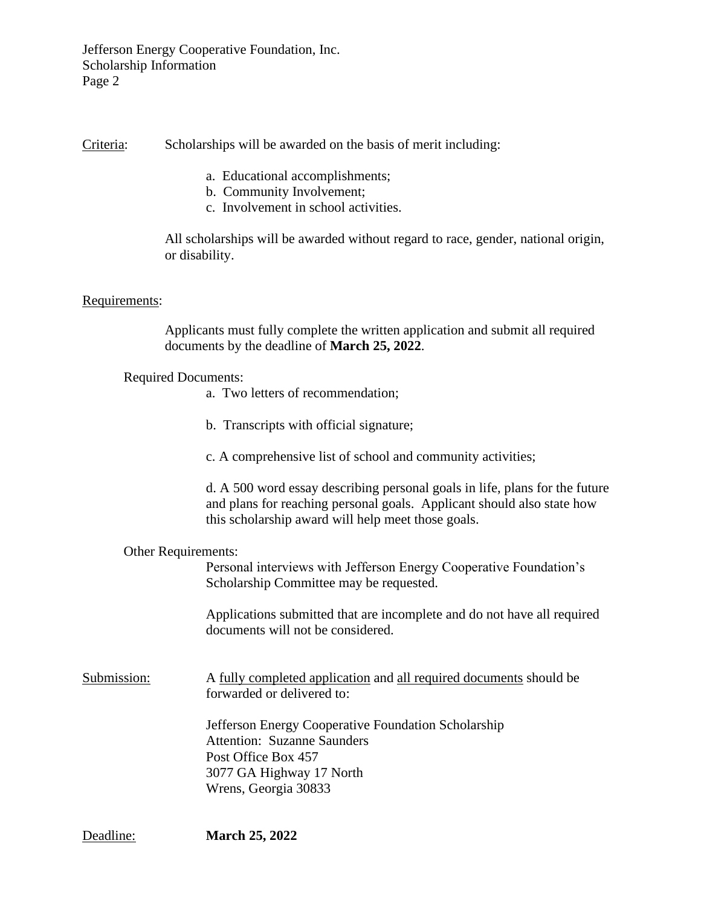Criteria: Scholarships will be awarded on the basis of merit including:

a. Educational accomplishments;
b. Community Involvement;
c. Involvement in school activities.

All scholarships will be awarded without regard to race, gender, national origin, or disability.

Requirements:

Applicants must fully complete the written application and submit all required documents by the deadline of **March 25, 2022**.

Required Documents:

a. Two letters of recommendation;

b. Transcripts with official signature;

c. A comprehensive list of school and community activities;

d. A 500 word essay describing personal goals in life, plans for the future and plans for reaching personal goals. Applicant should also state how this scholarship award will help meet those goals.

Other Requirements:

Personal interviews with Jefferson Energy Cooperative Foundation's Scholarship Committee may be requested.

Applications submitted that are incomplete and do not have all required documents will not be considered.

Submission: A fully completed application and all required documents should be forwarded or delivered to:

Jefferson Energy Cooperative Foundation Scholarship
Attention: Suzanne Saunders
Post Office Box 457
3077 GA Highway 17 North
Wrens, Georgia 30833

Deadline: **March 25, 2022**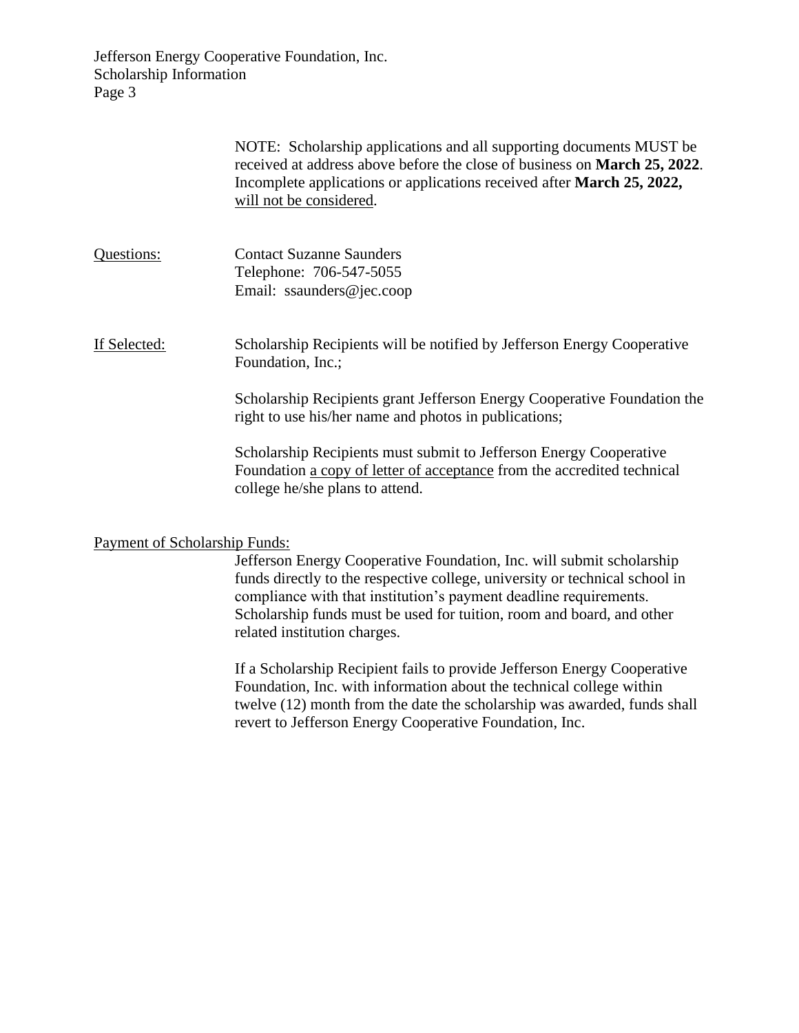NOTE: Scholarship applications and all supporting documents MUST be received at address above before the close of business on **March 25, 2022**. Incomplete applications or applications received after **March 25, 2022,** will not be considered.

Questions:

Contact Suzanne Saunders
Telephone: 706-547-5055
Email: ssaunders@jec.coop

If Selected:

Scholarship Recipients will be notified by Jefferson Energy Cooperative Foundation, Inc.;

Scholarship Recipients grant Jefferson Energy Cooperative Foundation the right to use his/her name and photos in publications;

Scholarship Recipients must submit to Jefferson Energy Cooperative Foundation a copy of letter of acceptance from the accredited technical college he/she plans to attend.

Payment of Scholarship Funds:

Jefferson Energy Cooperative Foundation, Inc. will submit scholarship funds directly to the respective college, university or technical school in compliance with that institution's payment deadline requirements. Scholarship funds must be used for tuition, room and board, and other related institution charges.

If a Scholarship Recipient fails to provide Jefferson Energy Cooperative Foundation, Inc. with information about the technical college within twelve (12) month from the date the scholarship was awarded, funds shall revert to Jefferson Energy Cooperative Foundation, Inc.